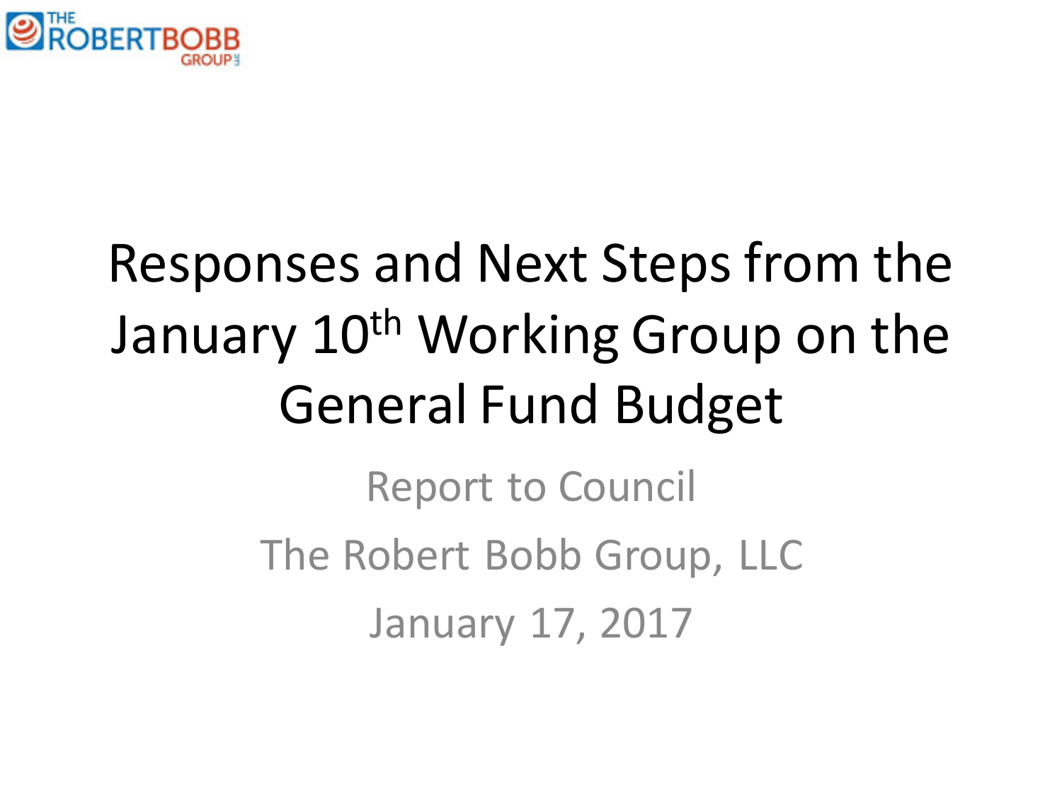# Responses and Next Steps from the January 10th Working Group on the General Fund Budget

Report to Council

The Robert Bobb Group, LLC

January 17, 2017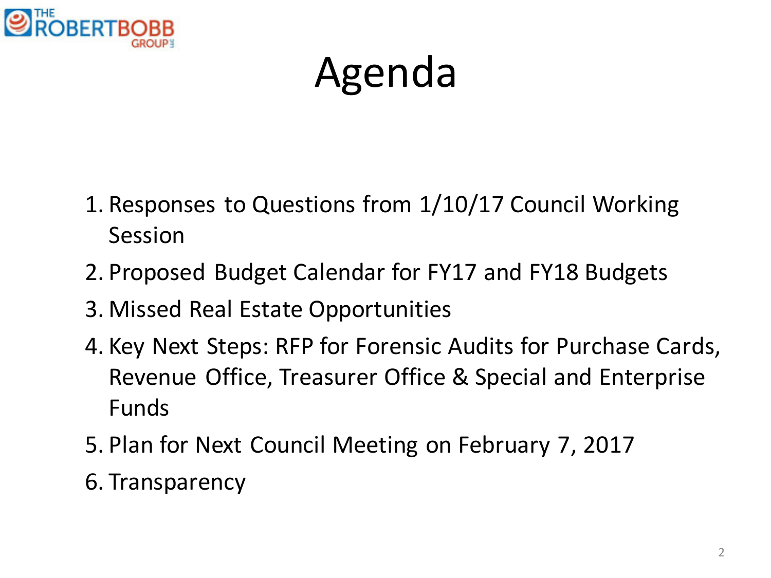# Agenda

1. Responses to Questions from 1/10/17 Council Working Session
2. Proposed Budget Calendar for FY17 and FY18 Budgets
3. Missed Real Estate Opportunities
4. Key Next Steps: RFP for Forensic Audits for Purchase Cards, Revenue Office, Treasurer Office & Special and Enterprise Funds
5. Plan for Next Council Meeting on February 7, 2017
6. Transparency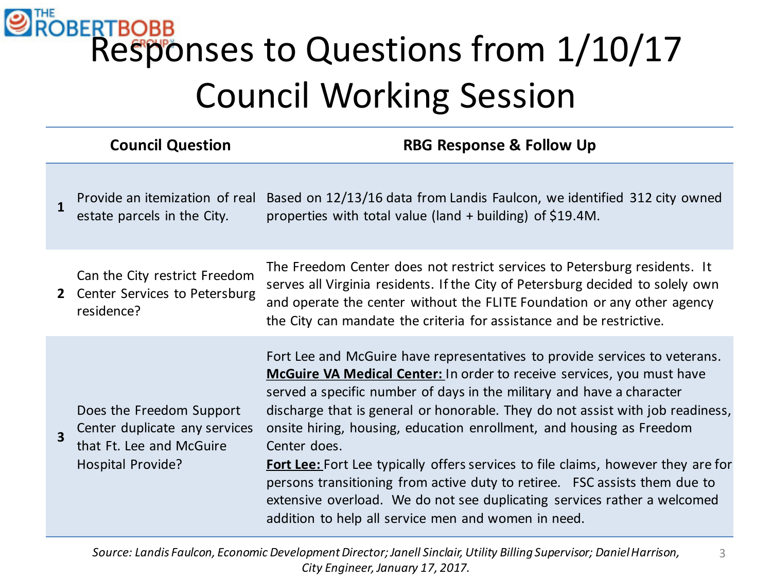# Responses to Questions from 1/10/17 Council Working Session

| | Council Question | RBG Response & Follow Up |
|---|---|---|
| **1** | Provide an itemization of real estate parcels in the City. | Based on 12/13/16 data from Landis Faulcon, we identified 312 city owned properties with total value (land + building) of $19.4M. |
| **2** | Can the City restrict Freedom Center Services to Petersburg residence? | The Freedom Center does not restrict services to Petersburg residents. It serves all Virginia residents. If the City of Petersburg decided to solely own and operate the center without the FLITE Foundation or any other agency the City can mandate the criteria for assistance and be restrictive. |
| **3** | Does the Freedom Support Center duplicate any services that Ft. Lee and McGuire Hospital Provide? | Fort Lee and McGuire have representatives to provide services to veterans. <u>**McGuire VA Medical Center:**</u> In order to receive services, you must have served a specific number of days in the military and have a character discharge that is general or honorable. They do not assist with job readiness, onsite hiring, housing, education enrollment, and housing as Freedom Center does. <u>**Fort Lee:**</u> Fort Lee typically offers services to file claims, however they are for persons transitioning from active duty to retiree. FSC assists them due to extensive overload. We do not see duplicating services rather a welcomed addition to help all service men and women in need. |

*Source: Landis Faulcon, Economic Development Director; Janell Sinclair, Utility Billing Supervisor; Daniel Harrison, City Engineer, January 17, 2017.*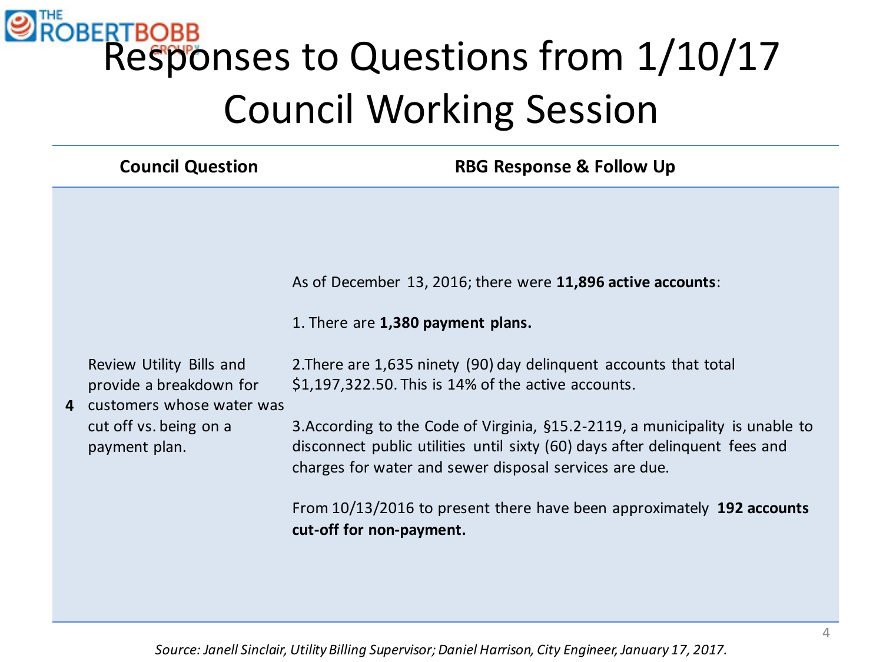# Responses to Questions from 1/10/17 Council Working Session

| | Council Question | RBG Response & Follow Up |
|---|---|---|
| **4** | Review Utility Bills and provide a breakdown for customers whose water was cut off vs. being on a payment plan. | As of December 13, 2016; there were **11,896 active accounts**:<br><br>1. There are **1,380 payment plans.**<br><br>2. There are 1,635 ninety (90) day delinquent accounts that total $1,197,322.50. This is 14% of the active accounts.<br><br>3. According to the Code of Virginia, §15.2-2119, a municipality is unable to disconnect public utilities until sixty (60) days after delinquent fees and charges for water and sewer disposal services are due.<br><br>From 10/13/2016 to present there have been approximately **192 accounts cut-off for non-payment.** |

*Source: Janell Sinclair, Utility Billing Supervisor; Daniel Harrison, City Engineer, January 17, 2017.*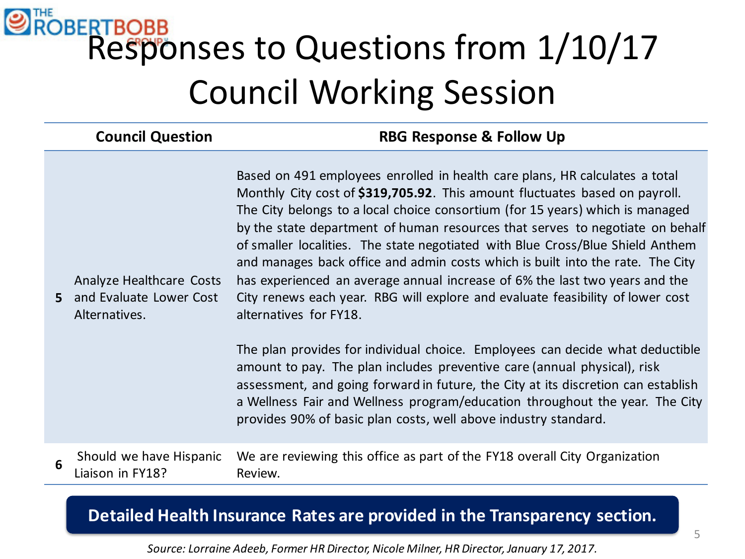# Responses to Questions from 1/10/17 Council Working Session

| | Council Question | RBG Response & Follow Up |
|---|---|---|
| **5** | Analyze Healthcare Costs and Evaluate Lower Cost Alternatives. | Based on 491 employees enrolled in health care plans, HR calculates a total Monthly City cost of **$319,705.92**. This amount fluctuates based on payroll. The City belongs to a local choice consortium (for 15 years) which is managed by the state department of human resources that serves to negotiate on behalf of smaller localities. The state negotiated with Blue Cross/Blue Shield Anthem and manages back office and admin costs which is built into the rate. The City has experienced an average annual increase of 6% the last two years and the City renews each year. RBG will explore and evaluate feasibility of lower cost alternatives for FY18.<br><br>The plan provides for individual choice. Employees can decide what deductible amount to pay. The plan includes preventive care (annual physical), risk assessment, and going forward in future, the City at its discretion can establish a Wellness Fair and Wellness program/education throughout the year. The City provides 90% of basic plan costs, well above industry standard. |
| **6** | Should we have Hispanic Liaison in FY18? | We are reviewing this office as part of the FY18 overall City Organization Review. |

**Detailed Health Insurance Rates are provided in the Transparency section.**

*Source: Lorraine Adeeb, Former HR Director, Nicole Milner, HR Director, January 17, 2017.*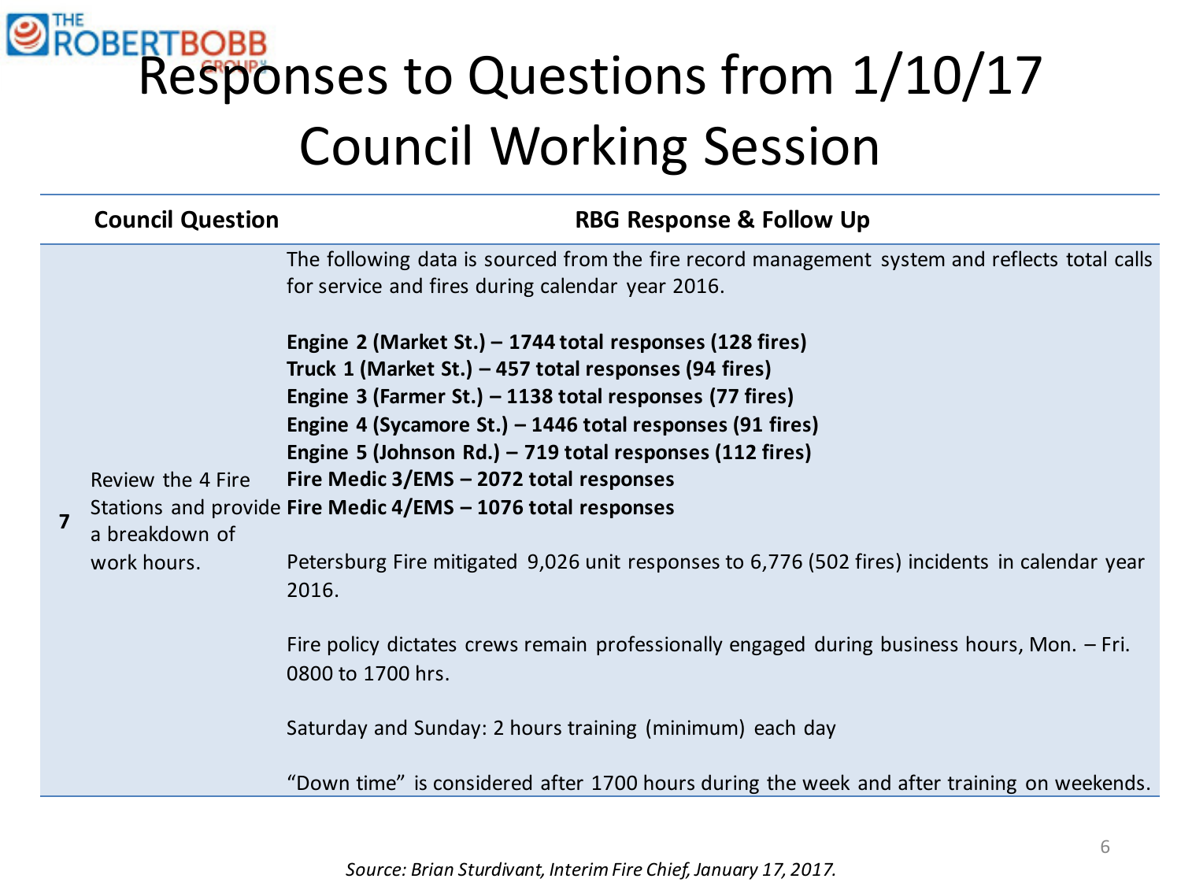# Responses to Questions from 1/10/17 Council Working Session

| | Council Question | RBG Response & Follow Up |
|---|---|---|
| 7 | Review the 4 Fire Stations and provide a breakdown of work hours. | The following data is sourced from the fire record management system and reflects total calls for service and fires during calendar year 2016.<br><br>**Engine 2 (Market St.) – 1744 total responses (128 fires)**<br>**Truck 1 (Market St.) – 457 total responses (94 fires)**<br>**Engine 3 (Farmer St.) – 1138 total responses (77 fires)**<br>**Engine 4 (Sycamore St.) – 1446 total responses (91 fires)**<br>**Engine 5 (Johnson Rd.) – 719 total responses (112 fires)**<br>**Fire Medic 3/EMS – 2072 total responses**<br>**Fire Medic 4/EMS – 1076 total responses**<br><br>Petersburg Fire mitigated 9,026 unit responses to 6,776 (502 fires) incidents in calendar year 2016.<br><br>Fire policy dictates crews remain professionally engaged during business hours, Mon. – Fri. 0800 to 1700 hrs.<br><br>Saturday and Sunday: 2 hours training (minimum) each day<br><br>"Down time" is considered after 1700 hours during the week and after training on weekends. |

*Source: Brian Sturdivant, Interim Fire Chief, January 17, 2017.*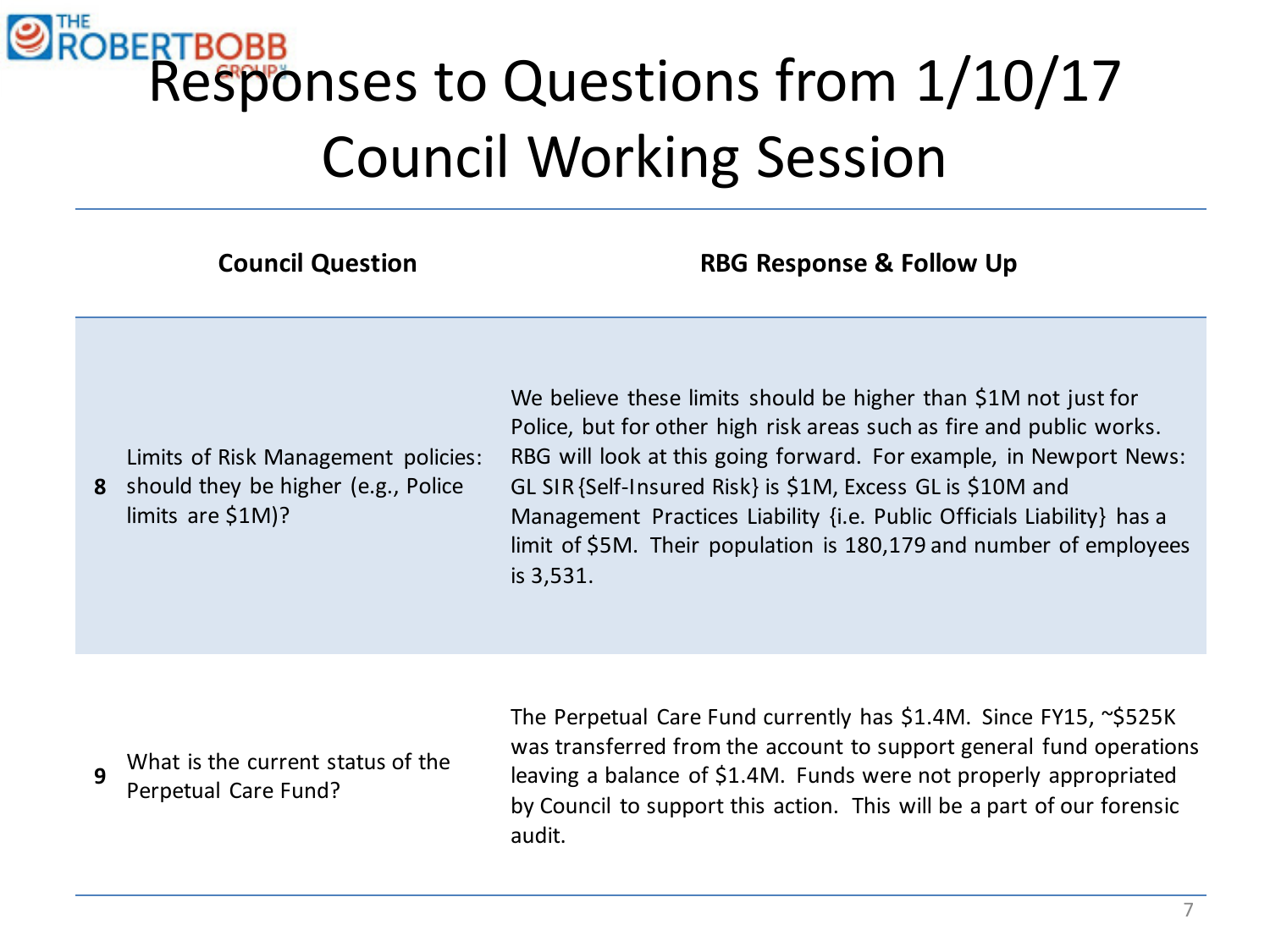# Responses to Questions from 1/10/17 Council Working Session

| | Council Question | RBG Response & Follow Up |
|---|---|---|
| 8 | Limits of Risk Management policies: should they be higher (e.g., Police limits are $1M)? | We believe these limits should be higher than $1M not just for Police, but for other high risk areas such as fire and public works. RBG will look at this going forward. For example, in Newport News: GL SIR {Self-Insured Risk} is $1M, Excess GL is $10M and Management Practices Liability {i.e. Public Officials Liability} has a limit of $5M. Their population is 180,179 and number of employees is 3,531. |
| 9 | What is the current status of the Perpetual Care Fund? | The Perpetual Care Fund currently has $1.4M. Since FY15, ~$525K was transferred from the account to support general fund operations leaving a balance of $1.4M. Funds were not properly appropriated by Council to support this action. This will be a part of our forensic audit. |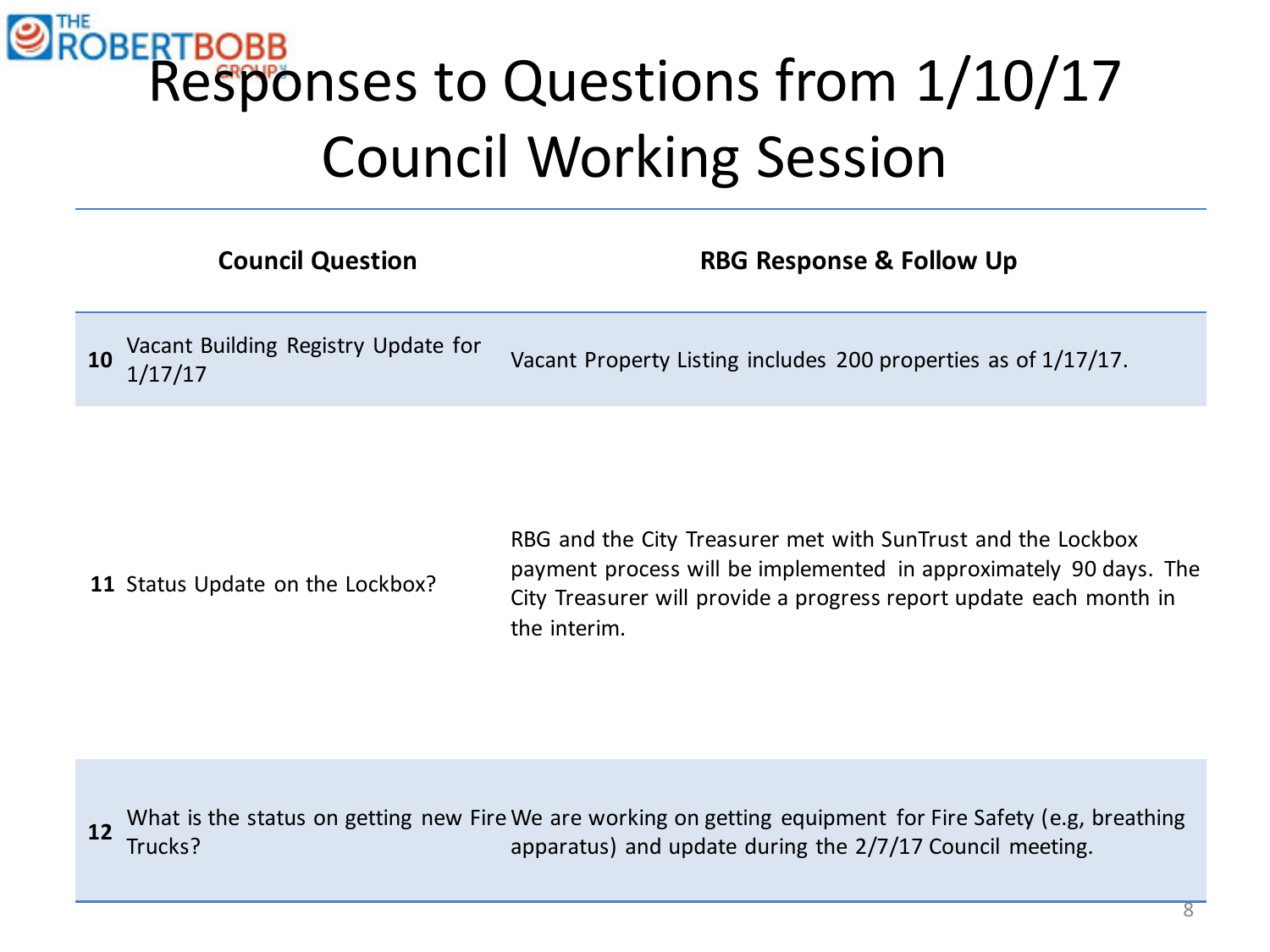# Responses to Questions from 1/10/17 Council Working Session

| | Council Question | RBG Response & Follow Up |
|---|---|---|
| 10 | Vacant Building Registry Update for 1/17/17 | Vacant Property Listing includes 200 properties as of 1/17/17. |
| 11 | Status Update on the Lockbox? | RBG and the City Treasurer met with SunTrust and the Lockbox payment process will be implemented in approximately 90 days. The City Treasurer will provide a progress report update each month in the interim. |
| 12 | What is the status on getting new Fire Trucks? | We are working on getting equipment for Fire Safety (e.g, breathing apparatus) and update during the 2/7/17 Council meeting. |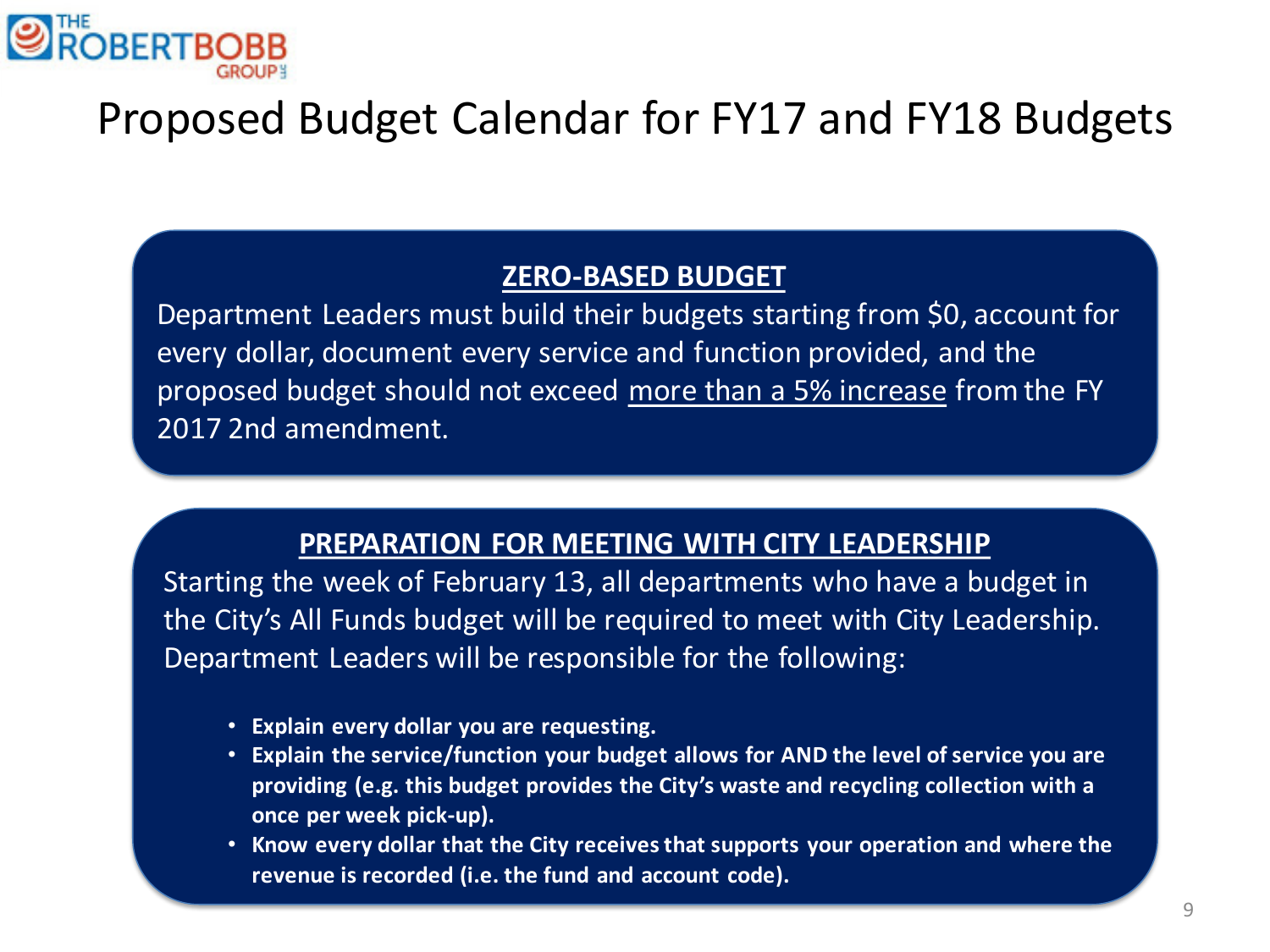# Proposed Budget Calendar for FY17 and FY18 Budgets

## ZERO-BASED BUDGET

Department Leaders must build their budgets starting from $0, account for every dollar, document every service and function provided, and the proposed budget should not exceed more than a 5% increase from the FY 2017 2nd amendment.

## PREPARATION FOR MEETING WITH CITY LEADERSHIP

Starting the week of February 13, all departments who have a budget in the City's All Funds budget will be required to meet with City Leadership. Department Leaders will be responsible for the following:

- **Explain every dollar you are requesting.**
- **Explain the service/function your budget allows for AND the level of service you are providing (e.g. this budget provides the City's waste and recycling collection with a once per week pick-up).**
- **Know every dollar that the City receives that supports your operation and where the revenue is recorded (i.e. the fund and account code).**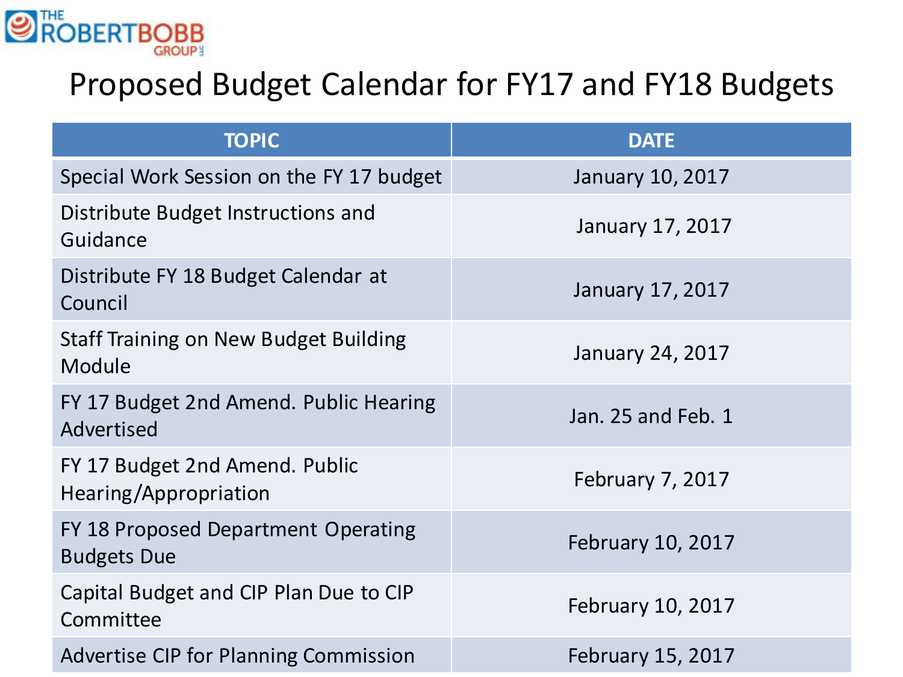THE ROBERTBOBB GROUP

# Proposed Budget Calendar for FY17 and FY18 Budgets

| TOPIC | DATE |
| --- | --- |
| Special Work Session on the FY 17 budget | January 10, 2017 |
| Distribute Budget Instructions and Guidance | January 17, 2017 |
| Distribute FY 18 Budget Calendar at Council | January 17, 2017 |
| Staff Training on New Budget Building Module | January 24, 2017 |
| FY 17 Budget 2nd Amend. Public Hearing Advertised | Jan. 25 and Feb. 1 |
| FY 17 Budget 2nd Amend. Public Hearing/Appropriation | February 7, 2017 |
| FY 18 Proposed Department Operating Budgets Due | February 10, 2017 |
| Capital Budget and CIP Plan Due to CIP Committee | February 10, 2017 |
| Advertise CIP for Planning Commission | February 15, 2017 |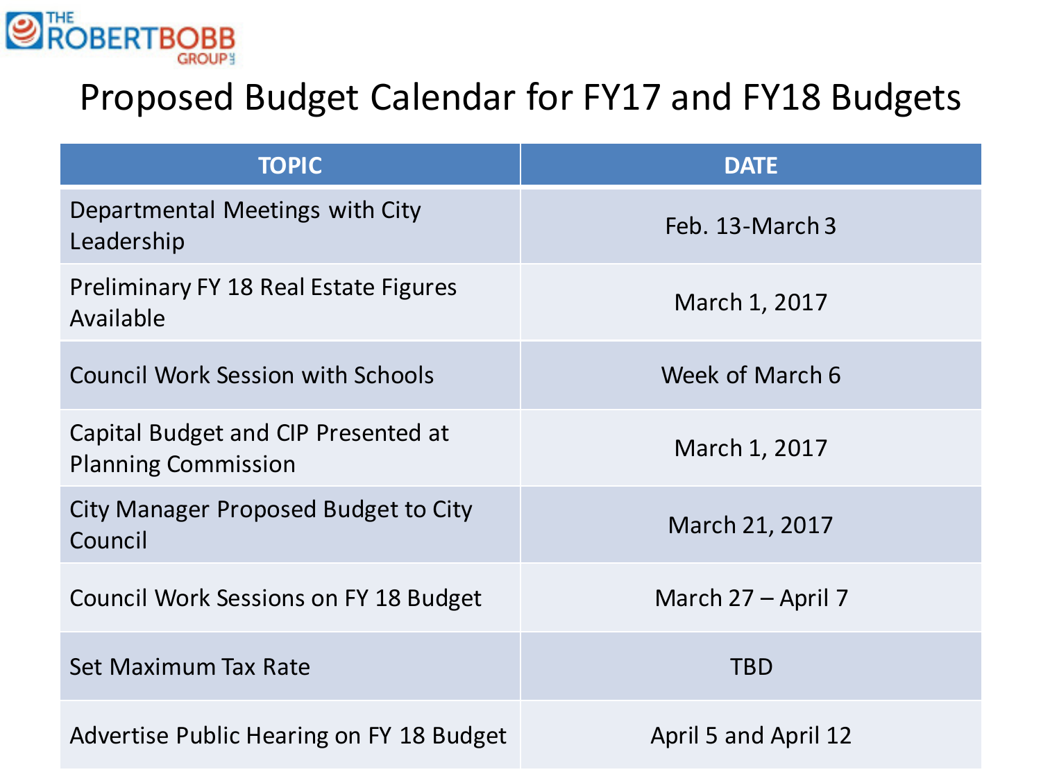THE ROBERTBOBB GROUP

# Proposed Budget Calendar for FY17 and FY18 Budgets

| TOPIC | DATE |
| --- | --- |
| Departmental Meetings with City Leadership | Feb. 13-March 3 |
| Preliminary FY 18 Real Estate Figures Available | March 1, 2017 |
| Council Work Session with Schools | Week of March 6 |
| Capital Budget and CIP Presented at Planning Commission | March 1, 2017 |
| City Manager Proposed Budget to City Council | March 21, 2017 |
| Council Work Sessions on FY 18 Budget | March 27 – April 7 |
| Set Maximum Tax Rate | TBD |
| Advertise Public Hearing on FY 18 Budget | April 5 and April 12 |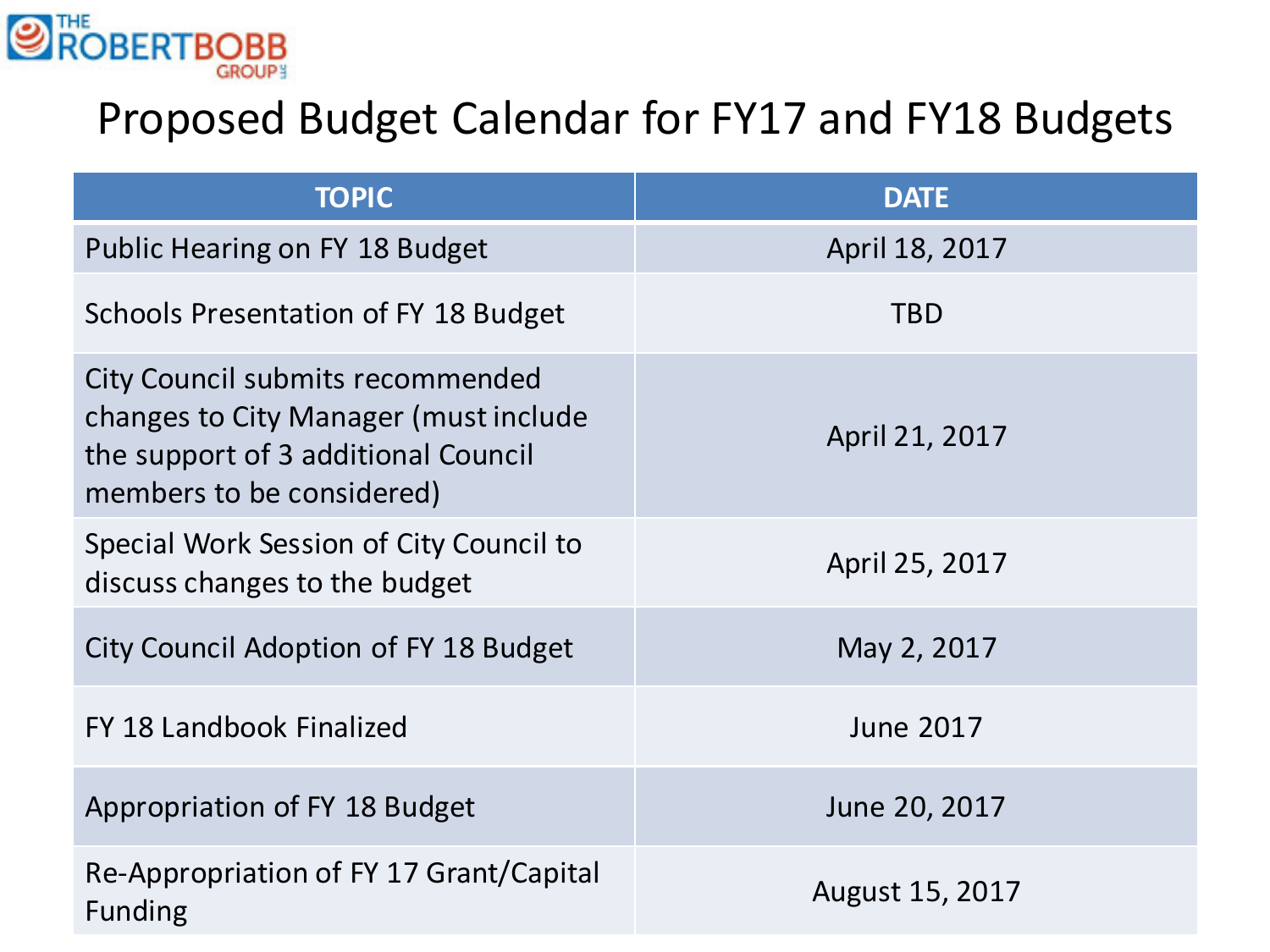# Proposed Budget Calendar for FY17 and FY18 Budgets

| TOPIC | DATE |
|---|---|
| Public Hearing on FY 18 Budget | April 18, 2017 |
| Schools Presentation of FY 18 Budget | TBD |
| City Council submits recommended changes to City Manager (must include the support of 3 additional Council members to be considered) | April 21, 2017 |
| Special Work Session of City Council to discuss changes to the budget | April 25, 2017 |
| City Council Adoption of FY 18 Budget | May 2, 2017 |
| FY 18 Landbook Finalized | June 2017 |
| Appropriation of FY 18 Budget | June 20, 2017 |
| Re-Appropriation of FY 17 Grant/Capital Funding | August 15, 2017 |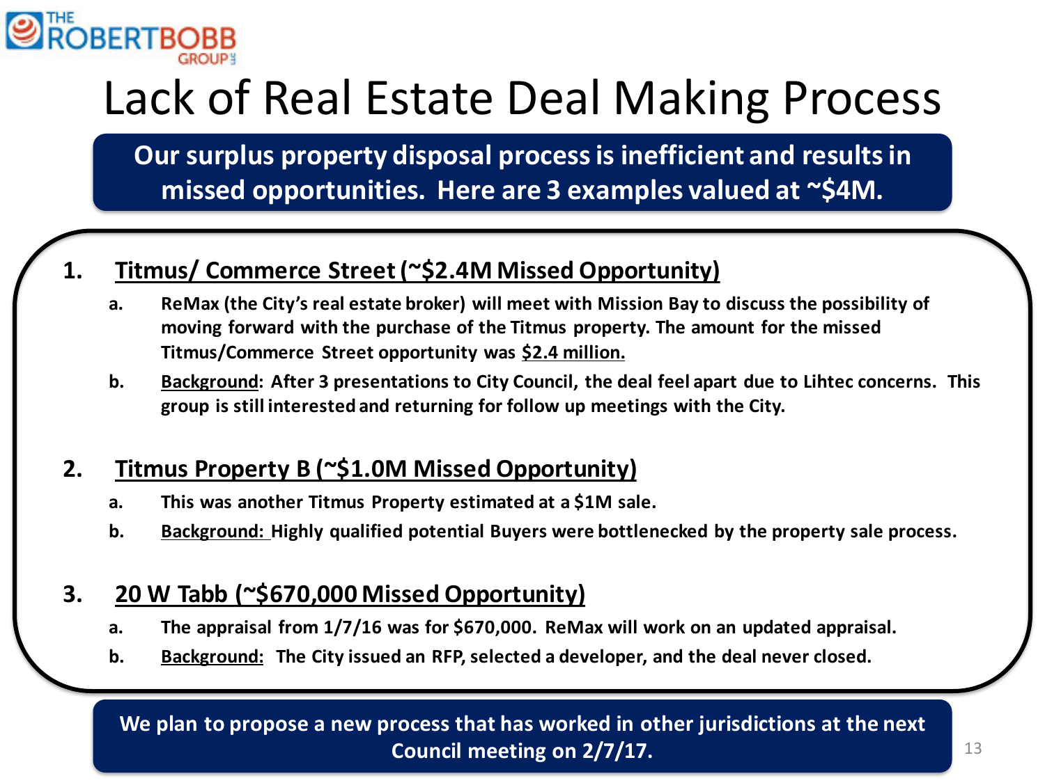# Lack of Real Estate Deal Making Process

**Our surplus property disposal process is inefficient and results in missed opportunities. Here are 3 examples valued at ~$4M.**

1. **<u>Titmus/ Commerce Street (~$2.4M Missed Opportunity)</u>**
   a. **ReMax (the City's real estate broker) will meet with Mission Bay to discuss the possibility of moving forward with the purchase of the Titmus property. The amount for the missed Titmus/Commerce Street opportunity was <u>$2.4 million.</u>**
   b. **<u>Background</u>: After 3 presentations to City Council, the deal feel apart due to Lihtec concerns. This group is still interested and returning for follow up meetings with the City.**

2. **<u>Titmus Property B (~$1.0M Missed Opportunity)</u>**
   a. **This was another Titmus Property estimated at a $1M sale.**
   b. **<u>Background:</u> Highly qualified potential Buyers were bottlenecked by the property sale process.**

3. **<u>20 W Tabb (~$670,000 Missed Opportunity)</u>**
   a. **The appraisal from 1/7/16 was for $670,000. ReMax will work on an updated appraisal.**
   b. **<u>Background:</u> The City issued an RFP, selected a developer, and the deal never closed.**

**We plan to propose a new process that has worked in other jurisdictions at the next Council meeting on 2/7/17.**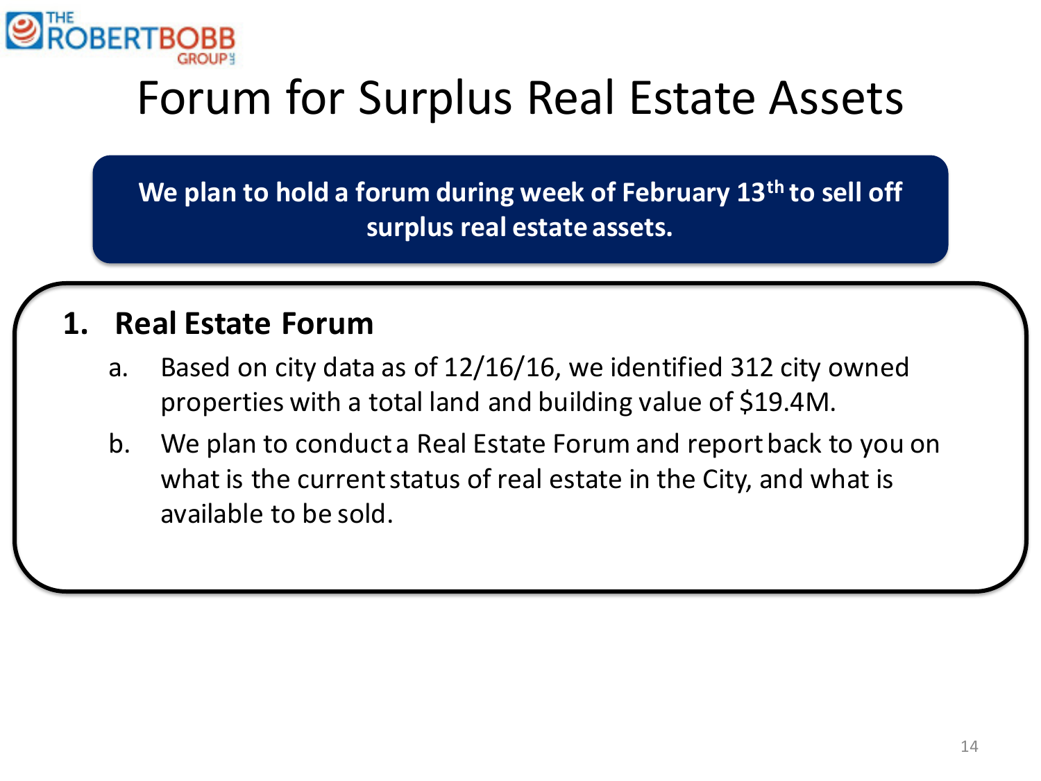# Forum for Surplus Real Estate Assets

**We plan to hold a forum during week of February 13th to sell off surplus real estate assets.**

1. **Real Estate Forum**
   a. Based on city data as of 12/16/16, we identified 312 city owned properties with a total land and building value of $19.4M.
   b. We plan to conduct a Real Estate Forum and report back to you on what is the current status of real estate in the City, and what is available to be sold.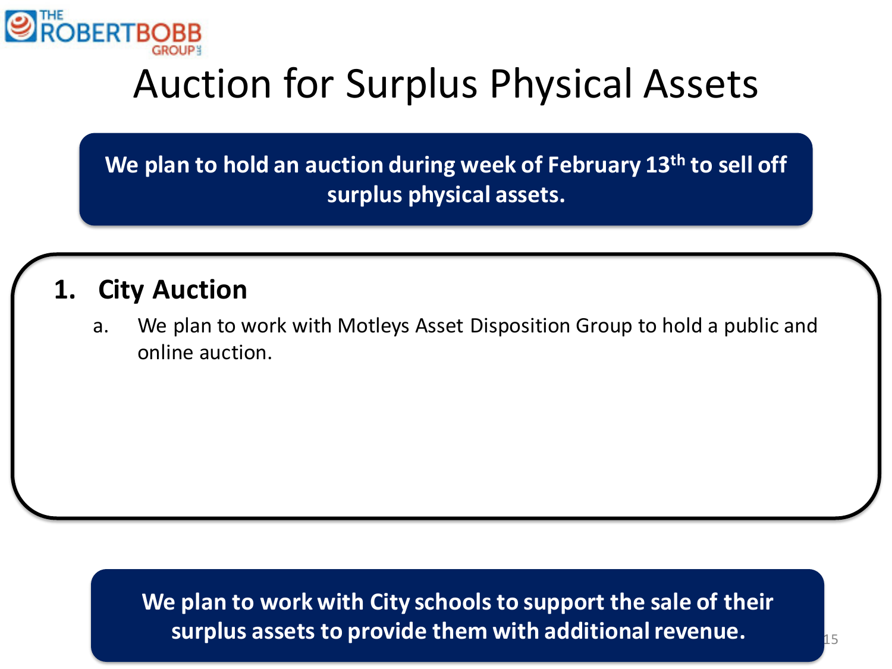# Auction for Surplus Physical Assets

**We plan to hold an auction during week of February 13th to sell off surplus physical assets.**

1. **City Auction**
   a. We plan to work with Motleys Asset Disposition Group to hold a public and online auction.

**We plan to work with City schools to support the sale of their surplus assets to provide them with additional revenue.**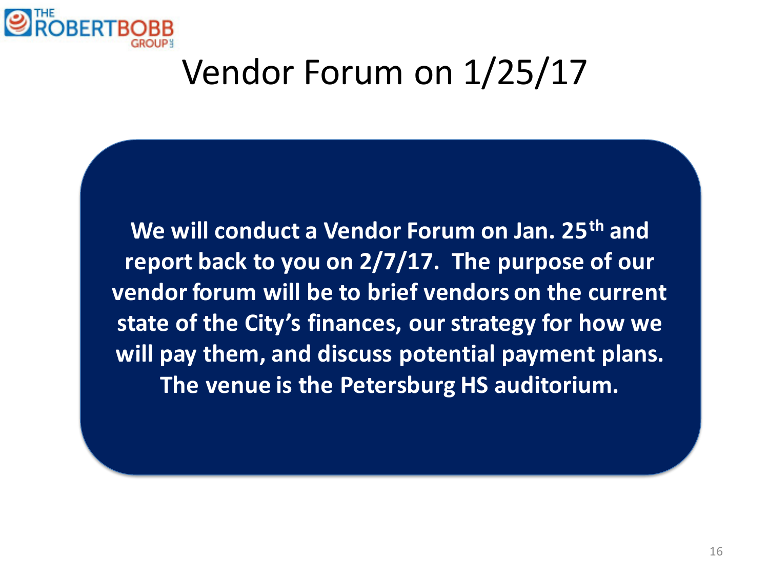# Vendor Forum on 1/25/17

**We will conduct a Vendor Forum on Jan. 25th and report back to you on 2/7/17. The purpose of our vendor forum will be to brief vendors on the current state of the City's finances, our strategy for how we will pay them, and discuss potential payment plans. The venue is the Petersburg HS auditorium.**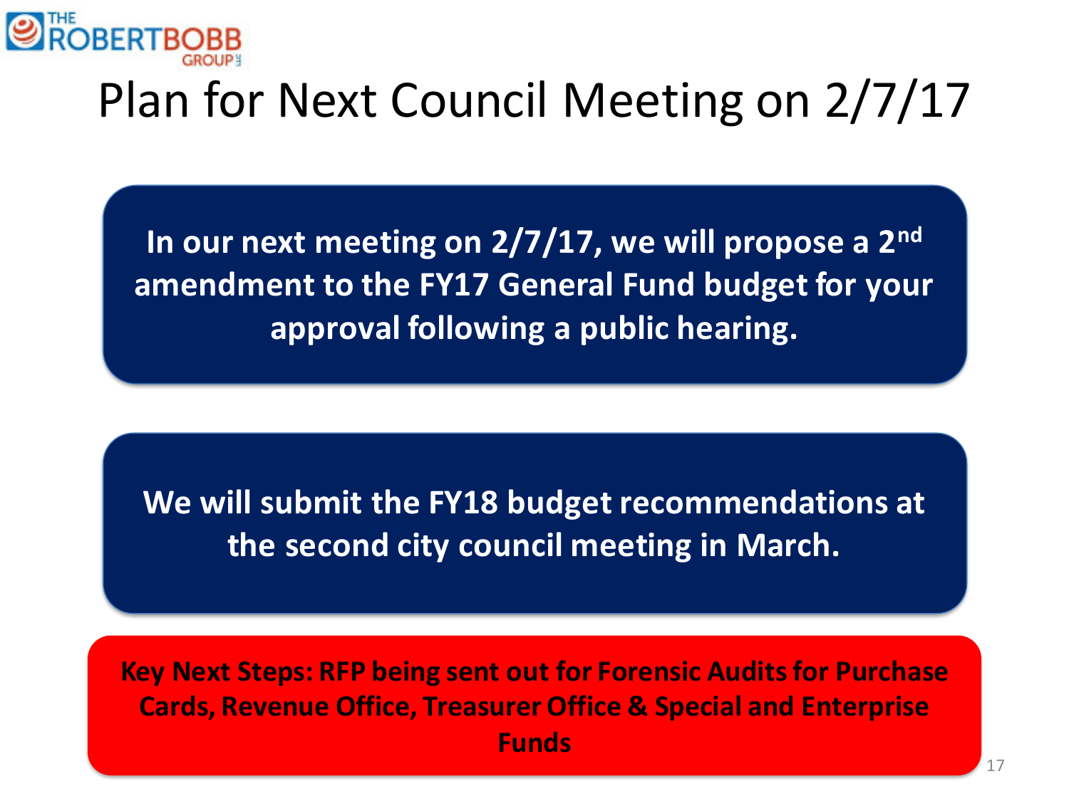# Plan for Next Council Meeting on 2/7/17

**In our next meeting on 2/7/17, we will propose a 2nd amendment to the FY17 General Fund budget for your approval following a public hearing.**

**We will submit the FY18 budget recommendations at the second city council meeting in March.**

**Key Next Steps: RFP being sent out for Forensic Audits for Purchase Cards, Revenue Office, Treasurer Office & Special and Enterprise Funds**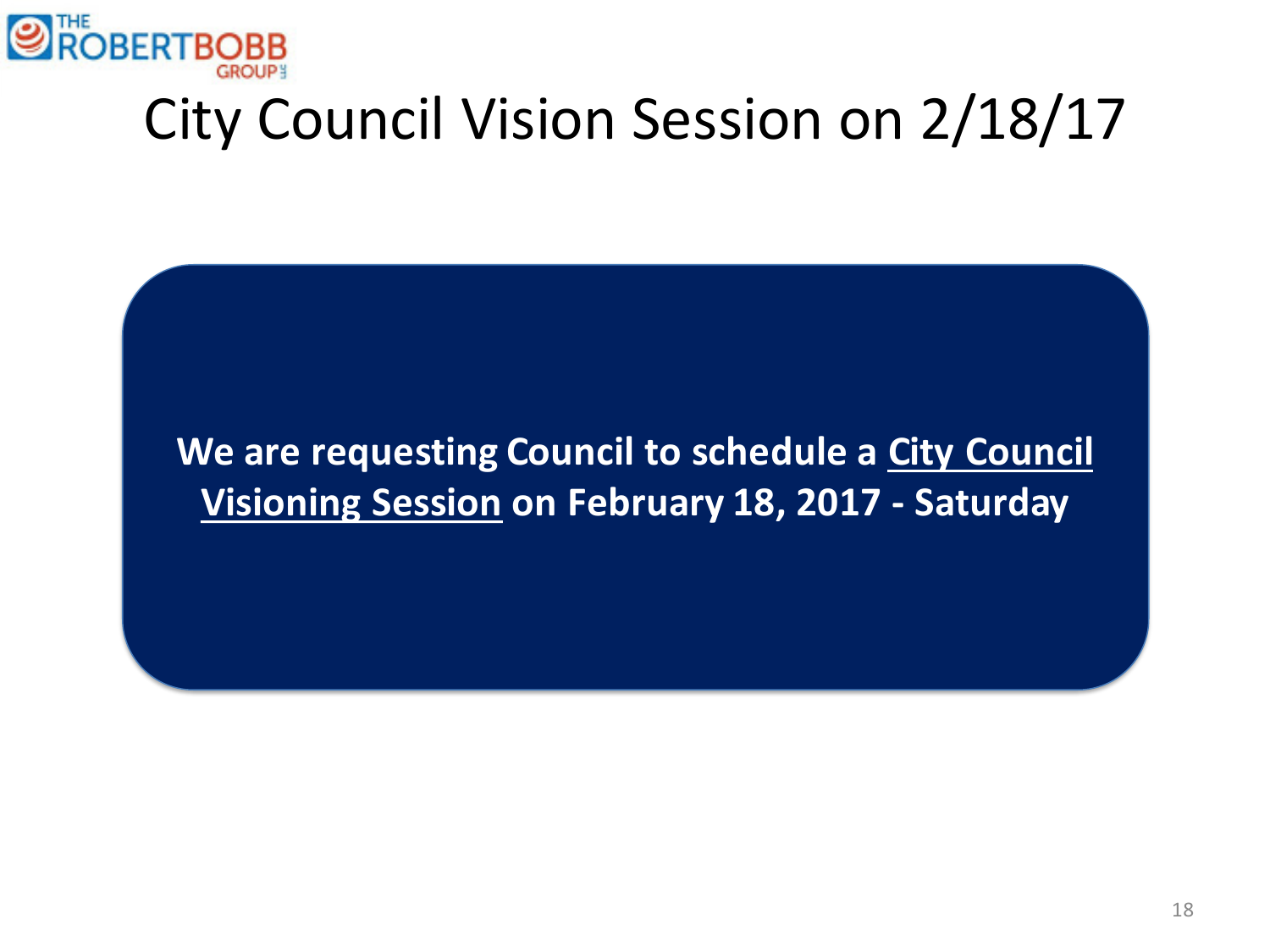# City Council Vision Session on 2/18/17

**We are requesting Council to schedule a <u>City Council Visioning Session</u> on February 18, 2017 - Saturday**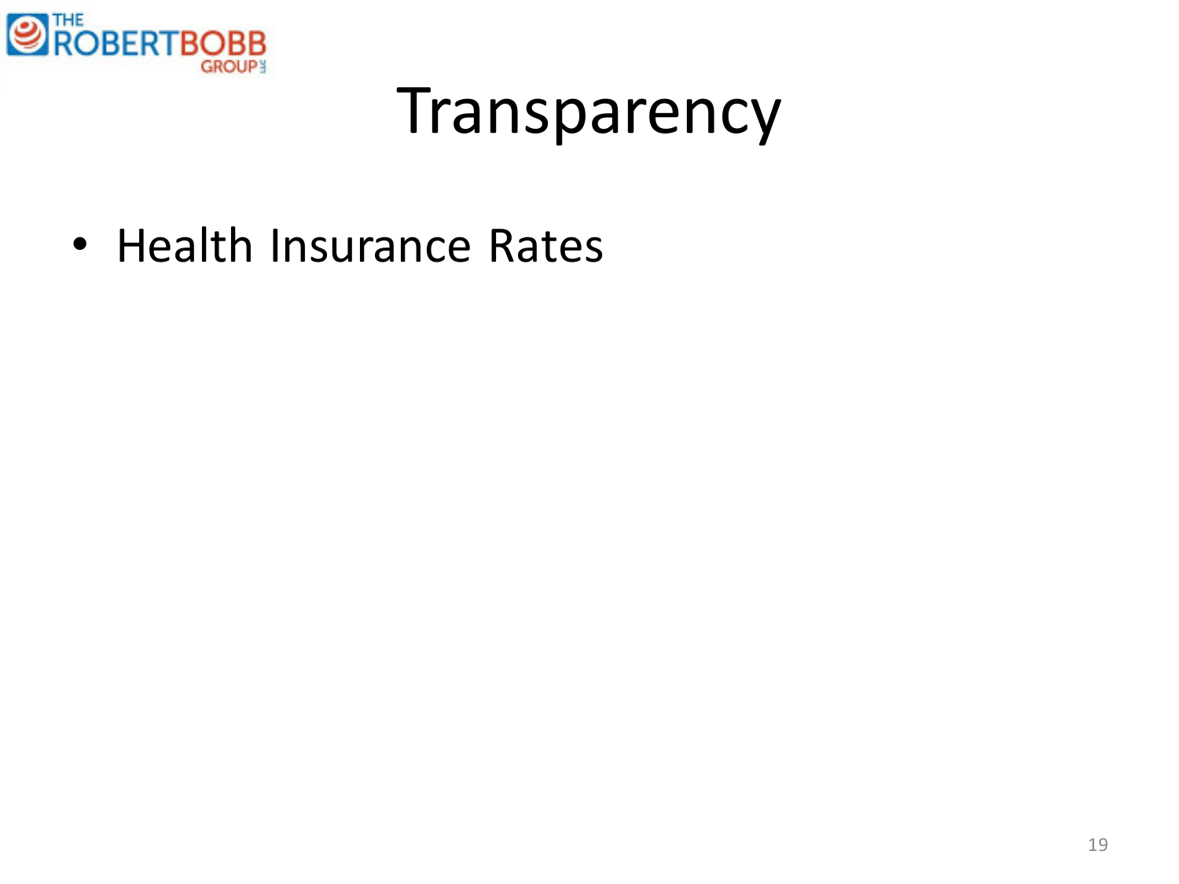# Transparency

- Health Insurance Rates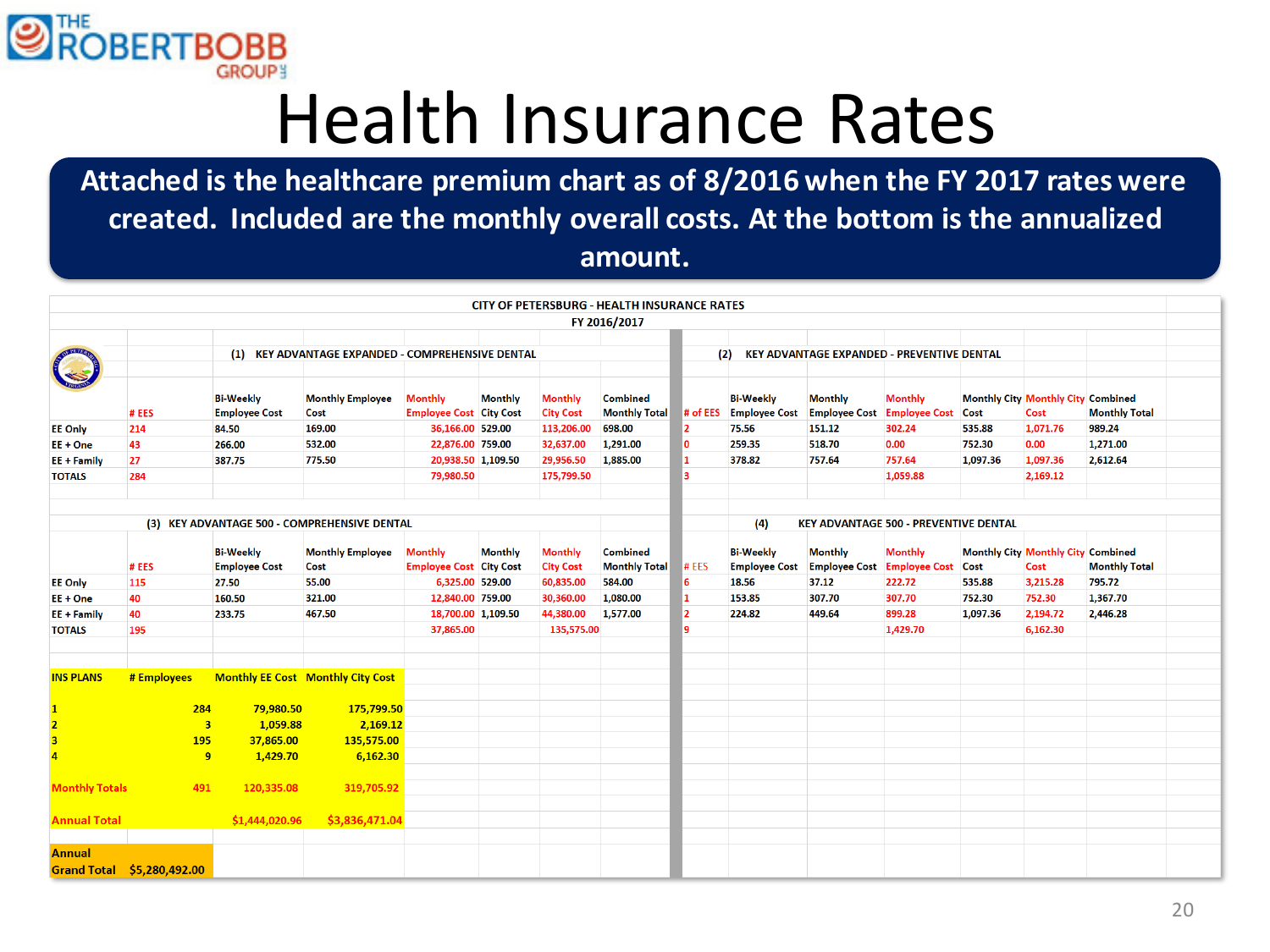# Health Insurance Rates

**Attached is the healthcare premium chart as of 8/2016 when the FY 2017 rates were created. Included are the monthly overall costs. At the bottom is the annualized amount.**

**CITY OF PETERSBURG - HEALTH INSURANCE RATES**

**FY 2016/2017**

**(1) KEY ADVANTAGE EXPANDED - COMPREHENSIVE DENTAL**

| | # EES | Bi-Weekly Employee Cost | Monthly Employee Cost | Monthly Employee Cost | Monthly City Cost | Monthly City Cost | Combined Monthly Total |
|---|---|---|---|---|---|---|---|
| EE Only | 214 | 84.50 | 169.00 | 36,166.00 | 529.00 | 113,206.00 | 698.00 |
| EE + One | 43 | 266.00 | 532.00 | 22,876.00 | 759.00 | 32,637.00 | 1,291.00 |
| EE + Family | 27 | 387.75 | 775.50 | 20,938.50 | 1,109.50 | 29,956.50 | 1,885.00 |
| TOTALS | 284 | | | 79,980.50 | | 175,799.50 | |

**(2) KEY ADVANTAGE EXPANDED - PREVENTIVE DENTAL**

| | # of EES | Bi-Weekly Employee Cost | Monthly Employee Cost | Monthly Employee Cost | Monthly City Cost | Monthly City Cost | Combined Monthly Total |
|---|---|---|---|---|---|---|---|
| EE Only | 2 | 75.56 | 151.12 | 302.24 | 535.88 | 1,071.76 | 989.24 |
| EE + One | 0 | 259.35 | 518.70 | 0.00 | 752.30 | 0.00 | 1,271.00 |
| EE + Family | 1 | 378.82 | 757.64 | 757.64 | 1,097.36 | 1,097.36 | 2,612.64 |
| TOTALS | 3 | | | 1,059.88 | | 2,169.12 | |

**(3) KEY ADVANTAGE 500 - COMPREHENSIVE DENTAL**

| | # EES | Bi-Weekly Employee Cost | Monthly Employee Cost | Monthly Employee Cost | Monthly City Cost | Monthly City Cost | Combined Monthly Total |
|---|---|---|---|---|---|---|---|
| EE Only | 115 | 27.50 | 55.00 | 6,325.00 | 529.00 | 60,835.00 | 584.00 |
| EE + One | 40 | 160.50 | 321.00 | 12,840.00 | 759.00 | 30,360.00 | 1,080.00 |
| EE + Family | 40 | 233.75 | 467.50 | 18,700.00 | 1,109.50 | 44,380.00 | 1,577.00 |
| TOTALS | 195 | | | 37,865.00 | | 135,575.00 | |

**(4) KEY ADVANTAGE 500 - PREVENTIVE DENTAL**

| | # EES | Bi-Weekly Employee Cost | Monthly Employee Cost | Monthly Employee Cost | Monthly City Cost | Monthly City Cost | Combined Monthly Total |
|---|---|---|---|---|---|---|---|
| EE Only | 6 | 18.56 | 37.12 | 222.72 | 535.88 | 3,215.28 | 795.72 |
| EE + One | 1 | 153.85 | 307.70 | 307.70 | 752.30 | 752.30 | 1,367.70 |
| EE + Family | 2 | 224.82 | 449.64 | 899.28 | 1,097.36 | 2,194.72 | 2,446.28 |
| TOTALS | 9 | | | 1,429.70 | | 6,162.30 | |

| INS PLANS | # Employees | Monthly EE Cost | Monthly City Cost |
|---|---|---|---|
| 1 | 284 | 79,980.50 | 175,799.50 |
| 2 | 3 | 1,059.88 | 2,169.12 |
| 3 | 195 | 37,865.00 | 135,575.00 |
| 4 | 9 | 1,429.70 | 6,162.30 |
| Monthly Totals | 491 | 120,335.08 | 319,705.92 |
| Annual Total | | $1,444,020.96 | $3,836,471.04 |

**Annual Grand Total** $5,280,492.00